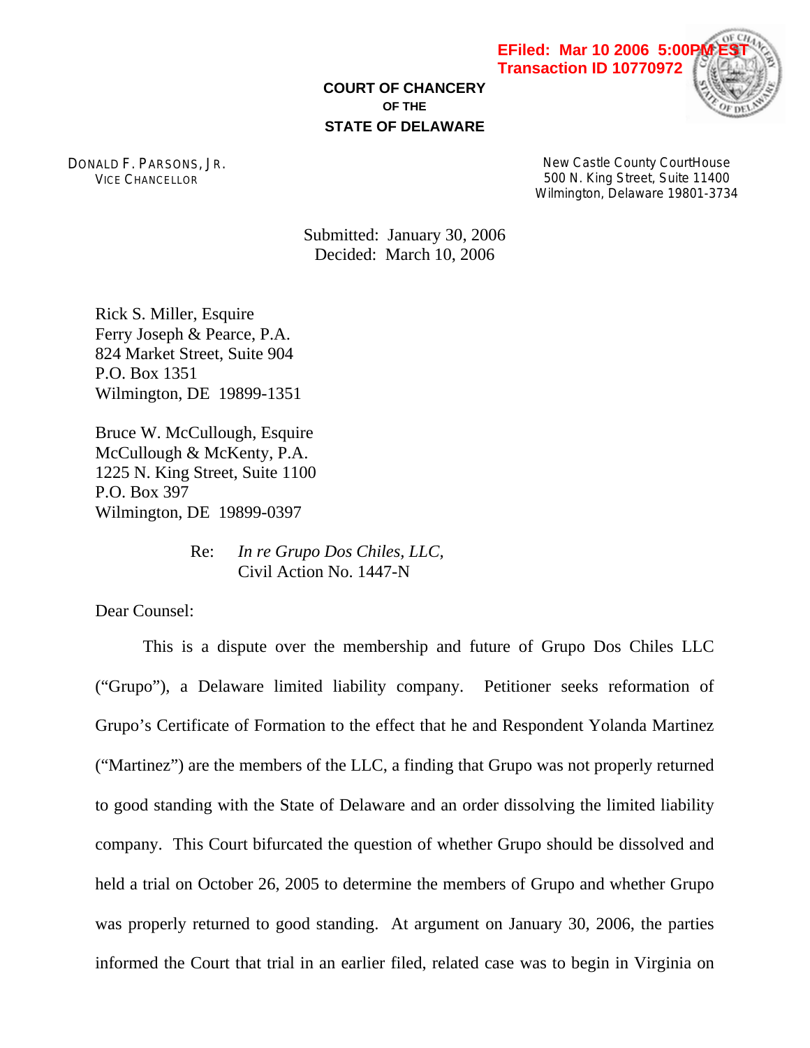EFiled: Mar 10 2006 5:00PM EST
Transaction ID 10770972

**COURT OF CHANCERY**
**OF THE**
**STATE OF DELAWARE**

DONALD F. PARSONS, JR.
VICE CHANCELLOR

New Castle County CourtHouse
500 N. King Street, Suite 11400
Wilmington, Delaware 19801-3734

Submitted: January 30, 2006
Decided: March 10, 2006

Rick S. Miller, Esquire
Ferry Joseph & Pearce, P.A.
824 Market Street, Suite 904
P.O. Box 1351
Wilmington, DE 19899-1351

Bruce W. McCullough, Esquire
McCullough & McKenty, P.A.
1225 N. King Street, Suite 1100
P.O. Box 397
Wilmington, DE 19899-0397

Re: *In re Grupo Dos Chiles, LLC,*
Civil Action No. 1447-N

Dear Counsel:

This is a dispute over the membership and future of Grupo Dos Chiles LLC ("Grupo"), a Delaware limited liability company. Petitioner seeks reformation of Grupo's Certificate of Formation to the effect that he and Respondent Yolanda Martinez ("Martinez") are the members of the LLC, a finding that Grupo was not properly returned to good standing with the State of Delaware and an order dissolving the limited liability company. This Court bifurcated the question of whether Grupo should be dissolved and held a trial on October 26, 2005 to determine the members of Grupo and whether Grupo was properly returned to good standing. At argument on January 30, 2006, the parties informed the Court that trial in an earlier filed, related case was to begin in Virginia on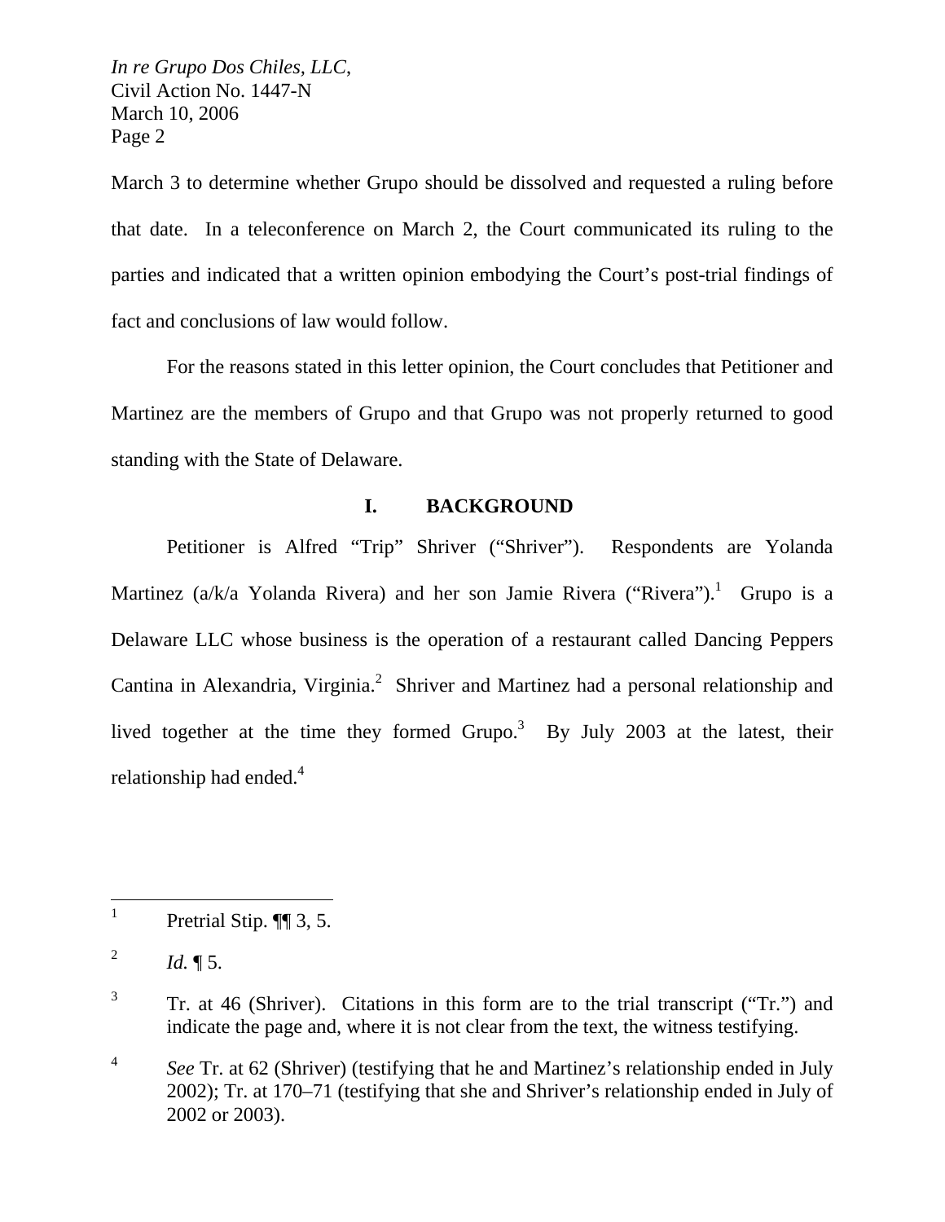March 3 to determine whether Grupo should be dissolved and requested a ruling before that date. In a teleconference on March 2, the Court communicated its ruling to the parties and indicated that a written opinion embodying the Court's post-trial findings of fact and conclusions of law would follow.

For the reasons stated in this letter opinion, the Court concludes that Petitioner and Martinez are the members of Grupo and that Grupo was not properly returned to good standing with the State of Delaware.

## I. BACKGROUND

Petitioner is Alfred "Trip" Shriver ("Shriver"). Respondents are Yolanda Martinez (a/k/a Yolanda Rivera) and her son Jamie Rivera ("Rivera").[1] Grupo is a Delaware LLC whose business is the operation of a restaurant called Dancing Peppers Cantina in Alexandria, Virginia.[2] Shriver and Martinez had a personal relationship and lived together at the time they formed Grupo.[3] By July 2003 at the latest, their relationship had ended.[4]

---

[1] Pretrial Stip. ¶¶ 3, 5.

[2] *Id.* ¶ 5.

[3] Tr. at 46 (Shriver). Citations in this form are to the trial transcript ("Tr.") and indicate the page and, where it is not clear from the text, the witness testifying.

[4] *See* Tr. at 62 (Shriver) (testifying that he and Martinez's relationship ended in July 2002); Tr. at 170–71 (testifying that she and Shriver's relationship ended in July of 2002 or 2003).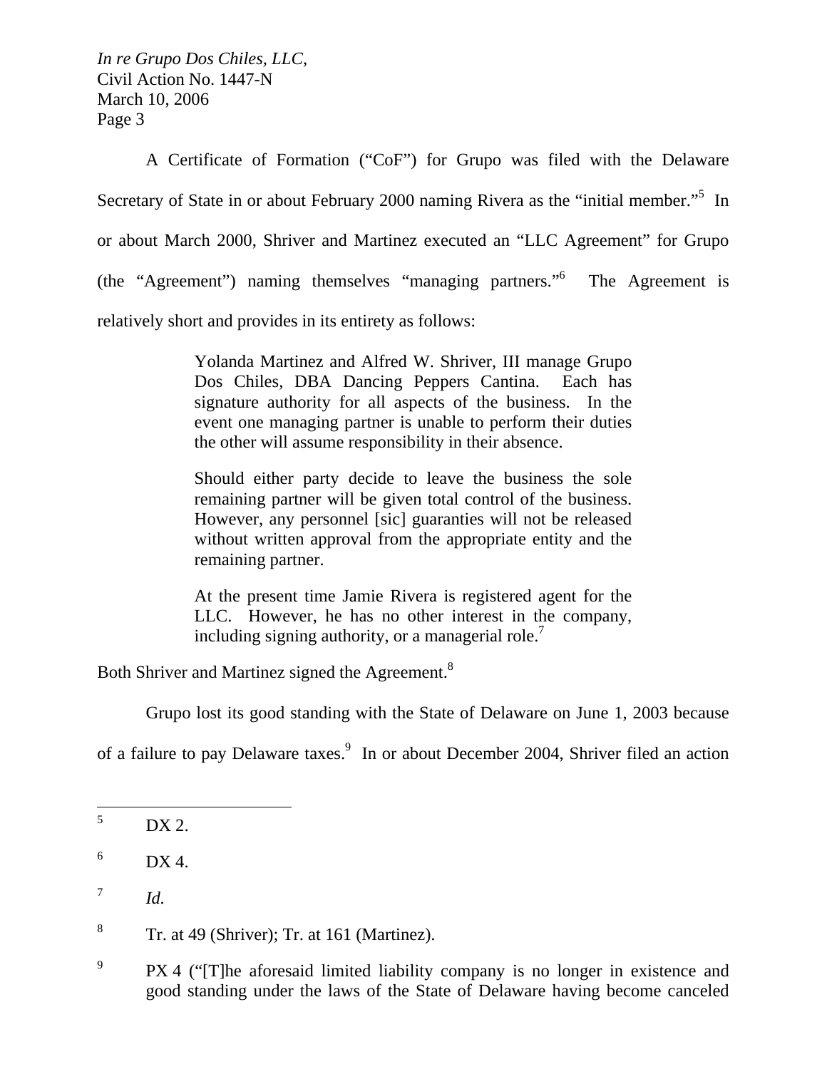A Certificate of Formation ("CoF") for Grupo was filed with the Delaware Secretary of State in or about February 2000 naming Rivera as the "initial member."[5] In or about March 2000, Shriver and Martinez executed an "LLC Agreement" for Grupo (the "Agreement") naming themselves "managing partners."[6] The Agreement is relatively short and provides in its entirety as follows:

> Yolanda Martinez and Alfred W. Shriver, III manage Grupo Dos Chiles, DBA Dancing Peppers Cantina. Each has signature authority for all aspects of the business. In the event one managing partner is unable to perform their duties the other will assume responsibility in their absence.
>
> Should either party decide to leave the business the sole remaining partner will be given total control of the business. However, any personnel [sic] guaranties will not be released without written approval from the appropriate entity and the remaining partner.
>
> At the present time Jamie Rivera is registered agent for the LLC. However, he has no other interest in the company, including signing authority, or a managerial role.[7]

Both Shriver and Martinez signed the Agreement.[8]

Grupo lost its good standing with the State of Delaware on June 1, 2003 because of a failure to pay Delaware taxes.[9] In or about December 2004, Shriver filed an action

---

[5] DX 2.

[6] DX 4.

[7] *Id.*

[8] Tr. at 49 (Shriver); Tr. at 161 (Martinez).

[9] PX 4 ("[T]he aforesaid limited liability company is no longer in existence and good standing under the laws of the State of Delaware having become canceled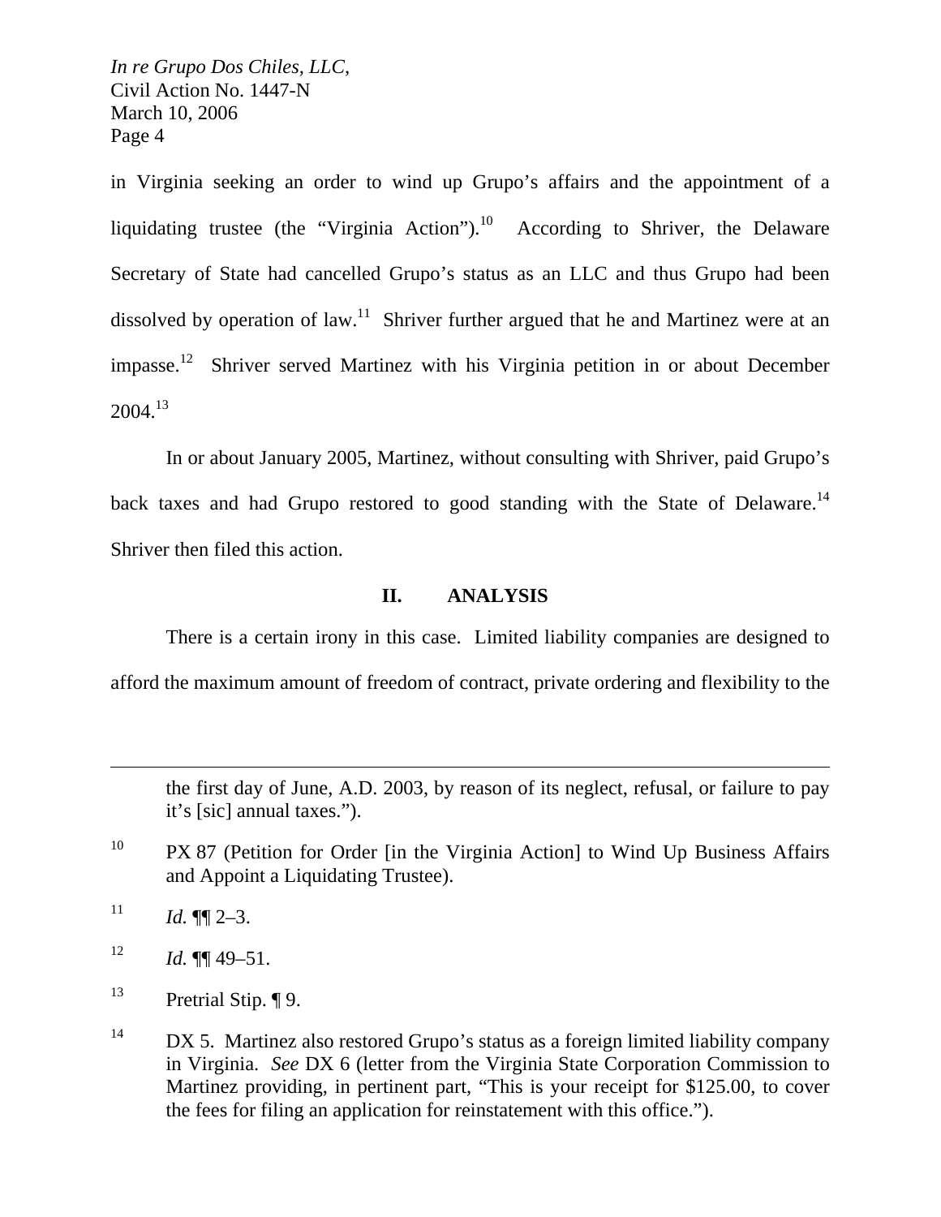in Virginia seeking an order to wind up Grupo's affairs and the appointment of a liquidating trustee (the "Virginia Action").[10] According to Shriver, the Delaware Secretary of State had cancelled Grupo's status as an LLC and thus Grupo had been dissolved by operation of law.[11] Shriver further argued that he and Martinez were at an impasse.[12] Shriver served Martinez with his Virginia petition in or about December 2004.[13]

In or about January 2005, Martinez, without consulting with Shriver, paid Grupo's back taxes and had Grupo restored to good standing with the State of Delaware.[14] Shriver then filed this action.

## II. ANALYSIS

There is a certain irony in this case. Limited liability companies are designed to afford the maximum amount of freedom of contract, private ordering and flexibility to the

---

the first day of June, A.D. 2003, by reason of its neglect, refusal, or failure to pay it's [sic] annual taxes.").

[10] PX 87 (Petition for Order [in the Virginia Action] to Wind Up Business Affairs and Appoint a Liquidating Trustee).

[11] *Id.* ¶¶ 2–3.

[12] *Id.* ¶¶ 49–51.

[13] Pretrial Stip. ¶ 9.

[14] DX 5. Martinez also restored Grupo's status as a foreign limited liability company in Virginia. *See* DX 6 (letter from the Virginia State Corporation Commission to Martinez providing, in pertinent part, "This is your receipt for $125.00, to cover the fees for filing an application for reinstatement with this office.").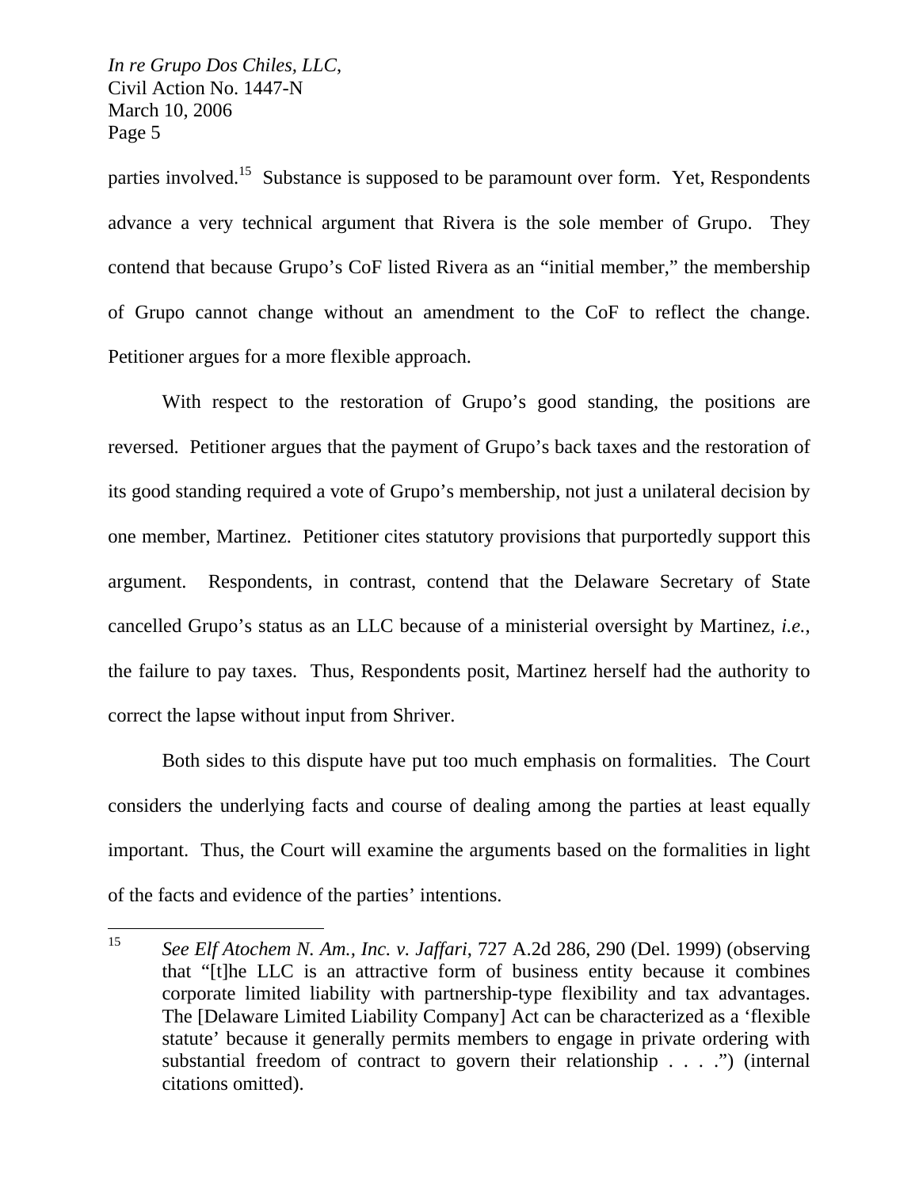parties involved.[15] Substance is supposed to be paramount over form. Yet, Respondents advance a very technical argument that Rivera is the sole member of Grupo. They contend that because Grupo's CoF listed Rivera as an "initial member," the membership of Grupo cannot change without an amendment to the CoF to reflect the change. Petitioner argues for a more flexible approach.

With respect to the restoration of Grupo's good standing, the positions are reversed. Petitioner argues that the payment of Grupo's back taxes and the restoration of its good standing required a vote of Grupo's membership, not just a unilateral decision by one member, Martinez. Petitioner cites statutory provisions that purportedly support this argument. Respondents, in contrast, contend that the Delaware Secretary of State cancelled Grupo's status as an LLC because of a ministerial oversight by Martinez, *i.e.*, the failure to pay taxes. Thus, Respondents posit, Martinez herself had the authority to correct the lapse without input from Shriver.

Both sides to this dispute have put too much emphasis on formalities. The Court considers the underlying facts and course of dealing among the parties at least equally important. Thus, the Court will examine the arguments based on the formalities in light of the facts and evidence of the parties' intentions.

---

[15] *See Elf Atochem N. Am., Inc. v. Jaffari*, 727 A.2d 286, 290 (Del. 1999) (observing that "[t]he LLC is an attractive form of business entity because it combines corporate limited liability with partnership-type flexibility and tax advantages. The [Delaware Limited Liability Company] Act can be characterized as a 'flexible statute' because it generally permits members to engage in private ordering with substantial freedom of contract to govern their relationship . . . .") (internal citations omitted).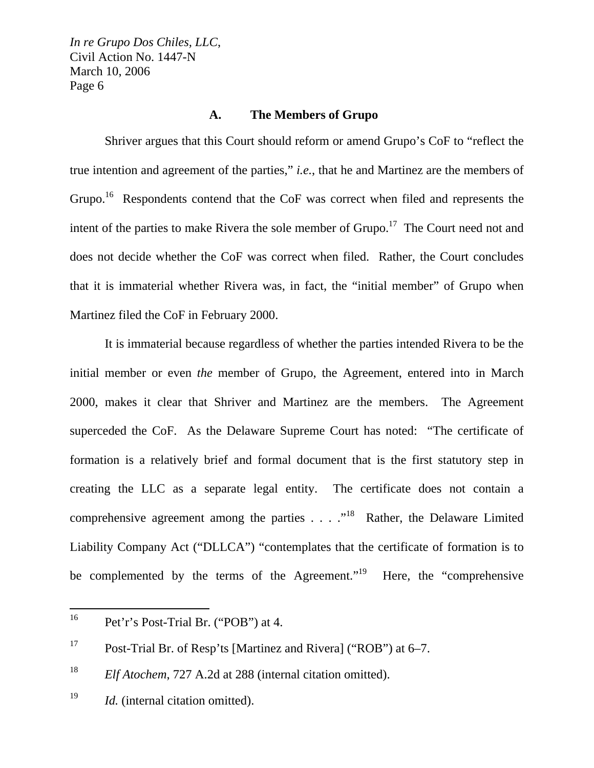### A. The Members of Grupo

Shriver argues that this Court should reform or amend Grupo's CoF to "reflect the true intention and agreement of the parties," *i.e.*, that he and Martinez are the members of Grupo.[16] Respondents contend that the CoF was correct when filed and represents the intent of the parties to make Rivera the sole member of Grupo.[17] The Court need not and does not decide whether the CoF was correct when filed. Rather, the Court concludes that it is immaterial whether Rivera was, in fact, the "initial member" of Grupo when Martinez filed the CoF in February 2000.

It is immaterial because regardless of whether the parties intended Rivera to be the initial member or even *the* member of Grupo, the Agreement, entered into in March 2000, makes it clear that Shriver and Martinez are the members. The Agreement superceded the CoF. As the Delaware Supreme Court has noted: "The certificate of formation is a relatively brief and formal document that is the first statutory step in creating the LLC as a separate legal entity. The certificate does not contain a comprehensive agreement among the parties . . . ."[18] Rather, the Delaware Limited Liability Company Act ("DLLCA") "contemplates that the certificate of formation is to be complemented by the terms of the Agreement."[19] Here, the "comprehensive

---

[16] Pet'r's Post-Trial Br. ("POB") at 4.

[17] Post-Trial Br. of Resp'ts [Martinez and Rivera] ("ROB") at 6–7.

[18] *Elf Atochem*, 727 A.2d at 288 (internal citation omitted).

[19] *Id.* (internal citation omitted).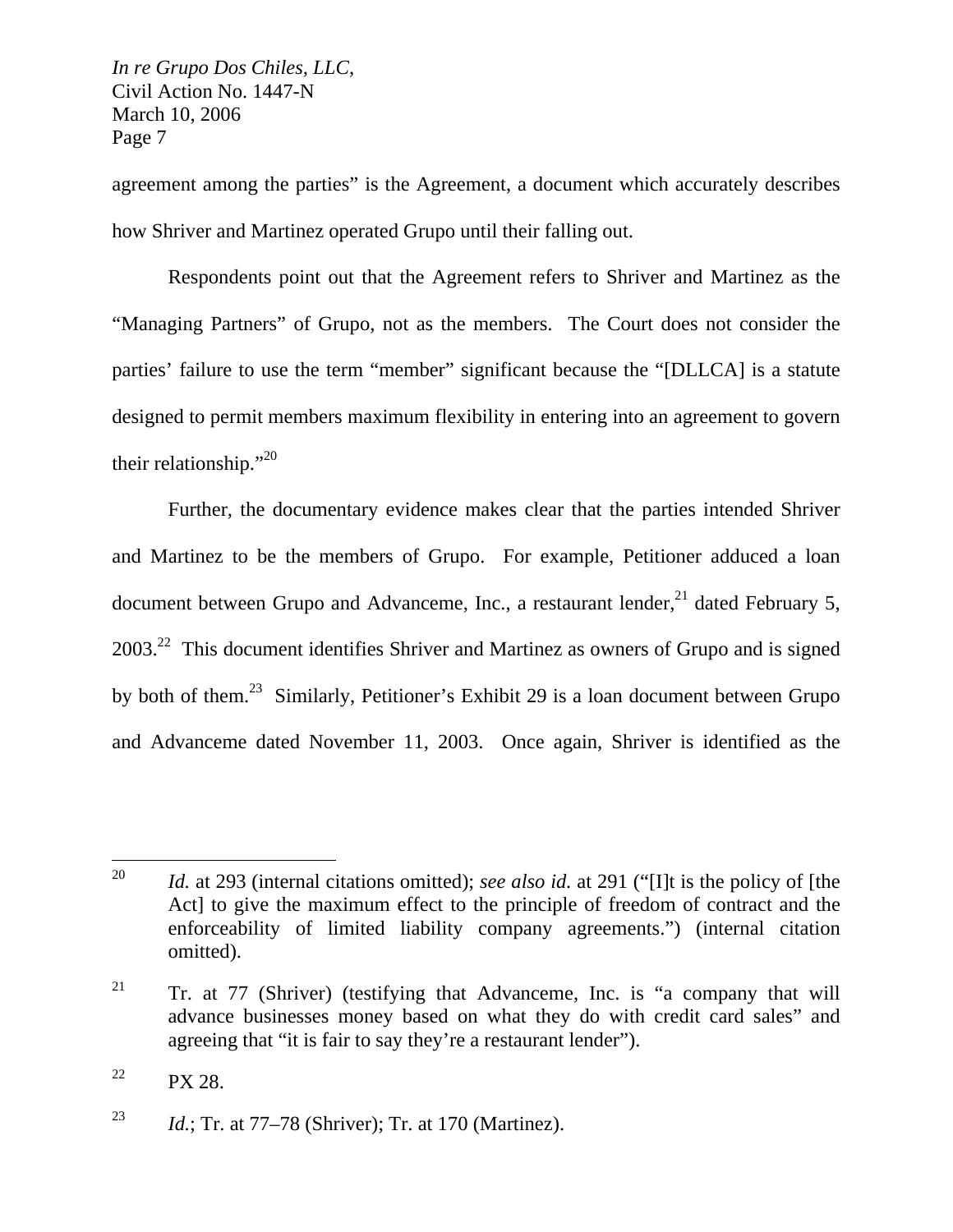agreement among the parties" is the Agreement, a document which accurately describes how Shriver and Martinez operated Grupo until their falling out.

Respondents point out that the Agreement refers to Shriver and Martinez as the "Managing Partners" of Grupo, not as the members. The Court does not consider the parties' failure to use the term "member" significant because the "[DLLCA] is a statute designed to permit members maximum flexibility in entering into an agreement to govern their relationship."[20]

Further, the documentary evidence makes clear that the parties intended Shriver and Martinez to be the members of Grupo. For example, Petitioner adduced a loan document between Grupo and Advanceme, Inc., a restaurant lender,[21] dated February 5, 2003.[22] This document identifies Shriver and Martinez as owners of Grupo and is signed by both of them.[23] Similarly, Petitioner's Exhibit 29 is a loan document between Grupo and Advanceme dated November 11, 2003. Once again, Shriver is identified as the

---

[20] *Id.* at 293 (internal citations omitted); *see also id.* at 291 ("[I]t is the policy of [the Act] to give the maximum effect to the principle of freedom of contract and the enforceability of limited liability company agreements.") (internal citation omitted).

[21] Tr. at 77 (Shriver) (testifying that Advanceme, Inc. is "a company that will advance businesses money based on what they do with credit card sales" and agreeing that "it is fair to say they're a restaurant lender").

[22] PX 28.

[23] *Id.*; Tr. at 77–78 (Shriver); Tr. at 170 (Martinez).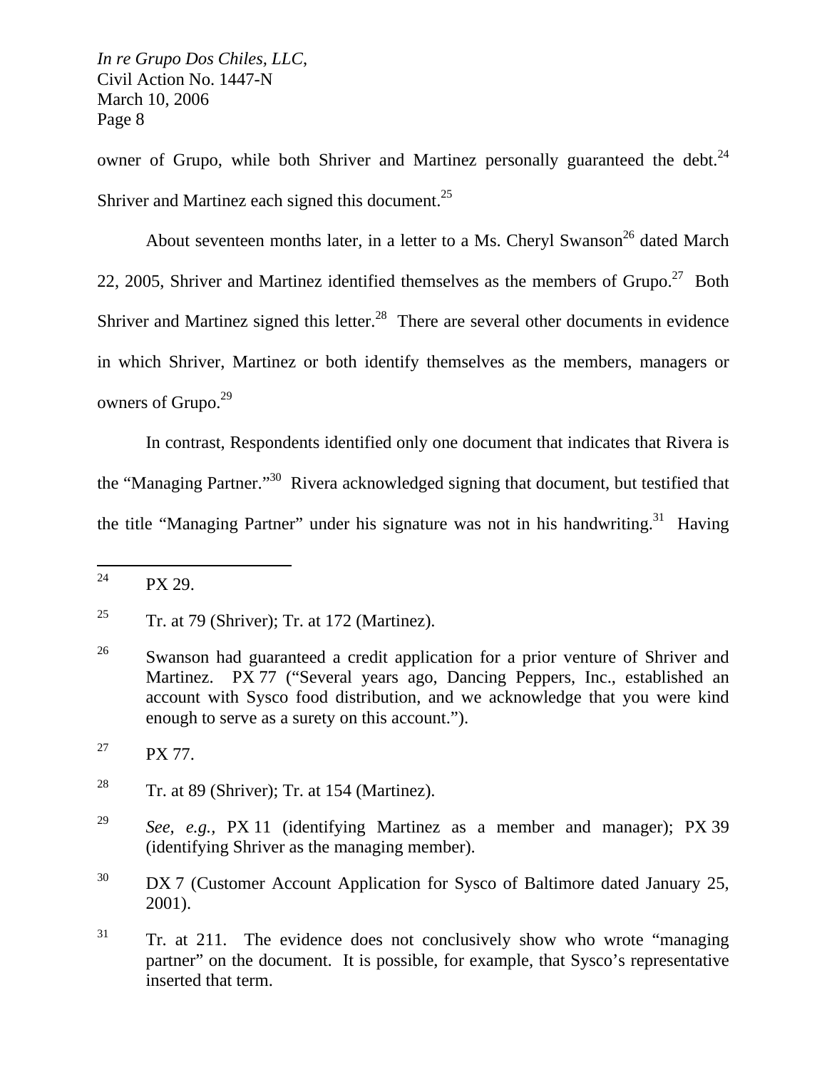owner of Grupo, while both Shriver and Martinez personally guaranteed the debt.[24] Shriver and Martinez each signed this document.[25]

About seventeen months later, in a letter to a Ms. Cheryl Swanson[26] dated March 22, 2005, Shriver and Martinez identified themselves as the members of Grupo.[27] Both Shriver and Martinez signed this letter.[28] There are several other documents in evidence in which Shriver, Martinez or both identify themselves as the members, managers or owners of Grupo.[29]

In contrast, Respondents identified only one document that indicates that Rivera is the "Managing Partner."[30] Rivera acknowledged signing that document, but testified that the title "Managing Partner" under his signature was not in his handwriting.[31] Having

---

[24] PX 29.

[25] Tr. at 79 (Shriver); Tr. at 172 (Martinez).

[26] Swanson had guaranteed a credit application for a prior venture of Shriver and Martinez. PX 77 ("Several years ago, Dancing Peppers, Inc., established an account with Sysco food distribution, and we acknowledge that you were kind enough to serve as a surety on this account.").

[27] PX 77.

[28] Tr. at 89 (Shriver); Tr. at 154 (Martinez).

[29] *See, e.g.,* PX 11 (identifying Martinez as a member and manager); PX 39 (identifying Shriver as the managing member).

[30] DX 7 (Customer Account Application for Sysco of Baltimore dated January 25, 2001).

[31] Tr. at 211. The evidence does not conclusively show who wrote "managing partner" on the document. It is possible, for example, that Sysco's representative inserted that term.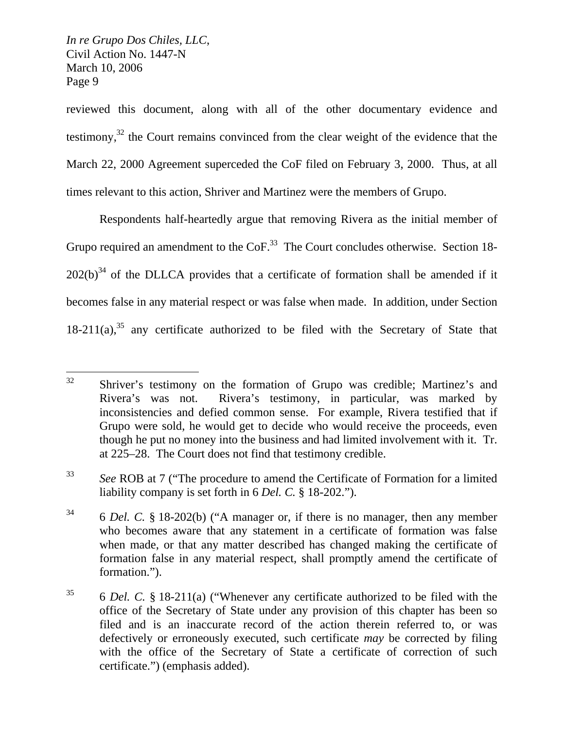reviewed this document, along with all of the other documentary evidence and testimony,[32] the Court remains convinced from the clear weight of the evidence that the March 22, 2000 Agreement superceded the CoF filed on February 3, 2000. Thus, at all times relevant to this action, Shriver and Martinez were the members of Grupo.

Respondents half-heartedly argue that removing Rivera as the initial member of Grupo required an amendment to the CoF.[33] The Court concludes otherwise. Section 18-202(b)[34] of the DLLCA provides that a certificate of formation shall be amended if it becomes false in any material respect or was false when made. In addition, under Section 18-211(a),[35] any certificate authorized to be filed with the Secretary of State that

---

[32] Shriver's testimony on the formation of Grupo was credible; Martinez's and Rivera's was not. Rivera's testimony, in particular, was marked by inconsistencies and defied common sense. For example, Rivera testified that if Grupo were sold, he would get to decide who would receive the proceeds, even though he put no money into the business and had limited involvement with it. Tr. at 225–28. The Court does not find that testimony credible.

[33] *See* ROB at 7 ("The procedure to amend the Certificate of Formation for a limited liability company is set forth in 6 *Del. C.* § 18-202.").

[34] 6 *Del. C.* § 18-202(b) ("A manager or, if there is no manager, then any member who becomes aware that any statement in a certificate of formation was false when made, or that any matter described has changed making the certificate of formation false in any material respect, shall promptly amend the certificate of formation.").

[35] 6 *Del. C.* § 18-211(a) ("Whenever any certificate authorized to be filed with the office of the Secretary of State under any provision of this chapter has been so filed and is an inaccurate record of the action therein referred to, or was defectively or erroneously executed, such certificate *may* be corrected by filing with the office of the Secretary of State a certificate of correction of such certificate.") (emphasis added).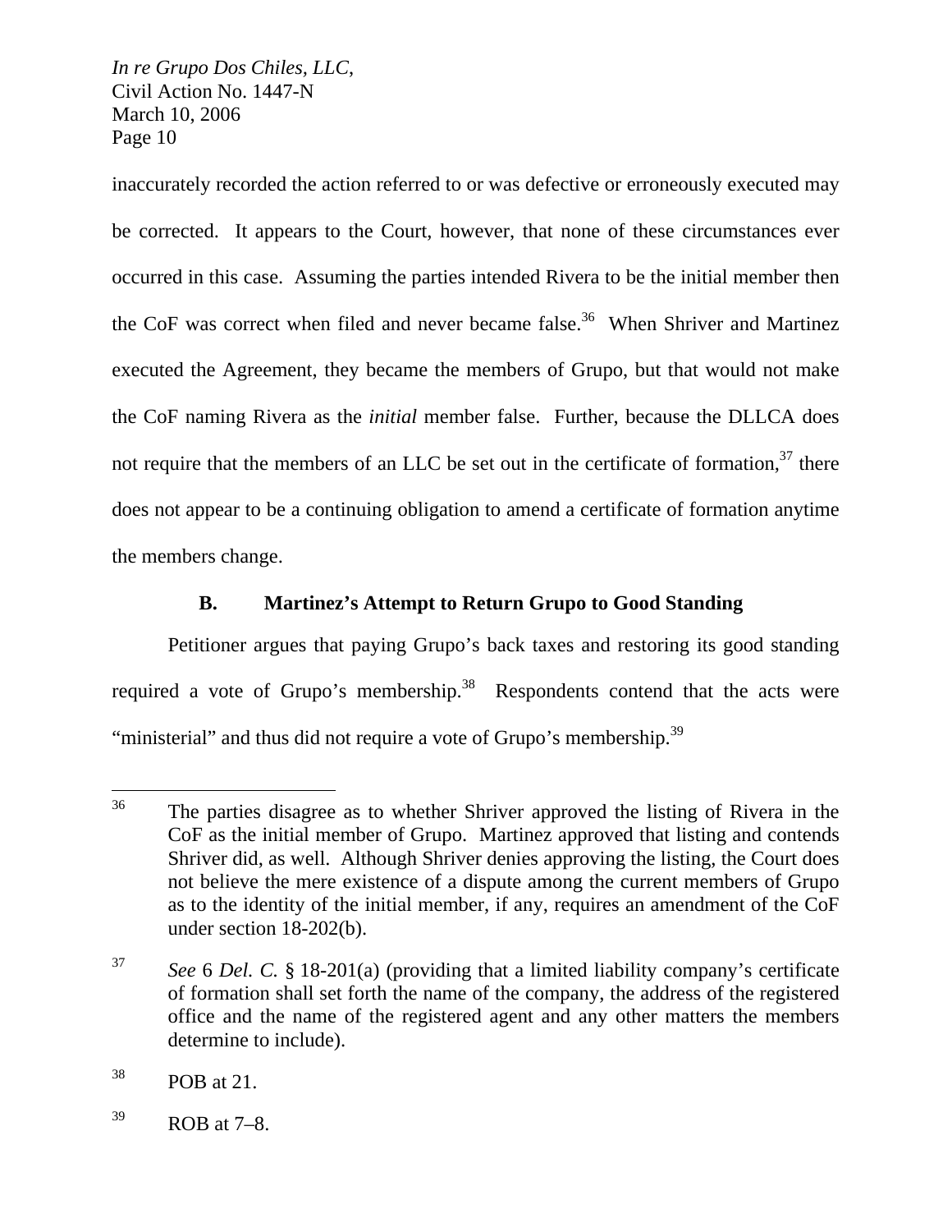inaccurately recorded the action referred to or was defective or erroneously executed may be corrected. It appears to the Court, however, that none of these circumstances ever occurred in this case. Assuming the parties intended Rivera to be the initial member then the CoF was correct when filed and never became false.[36] When Shriver and Martinez executed the Agreement, they became the members of Grupo, but that would not make the CoF naming Rivera as the *initial* member false. Further, because the DLLCA does not require that the members of an LLC be set out in the certificate of formation,[37] there does not appear to be a continuing obligation to amend a certificate of formation anytime the members change.

### B. Martinez's Attempt to Return Grupo to Good Standing

Petitioner argues that paying Grupo's back taxes and restoring its good standing required a vote of Grupo's membership.[38] Respondents contend that the acts were "ministerial" and thus did not require a vote of Grupo's membership.[39]

---

[36] The parties disagree as to whether Shriver approved the listing of Rivera in the CoF as the initial member of Grupo. Martinez approved that listing and contends Shriver did, as well. Although Shriver denies approving the listing, the Court does not believe the mere existence of a dispute among the current members of Grupo as to the identity of the initial member, if any, requires an amendment of the CoF under section 18-202(b).

[37] *See* 6 *Del. C.* § 18-201(a) (providing that a limited liability company's certificate of formation shall set forth the name of the company, the address of the registered office and the name of the registered agent and any other matters the members determine to include).

[38] POB at 21.

[39] ROB at 7–8.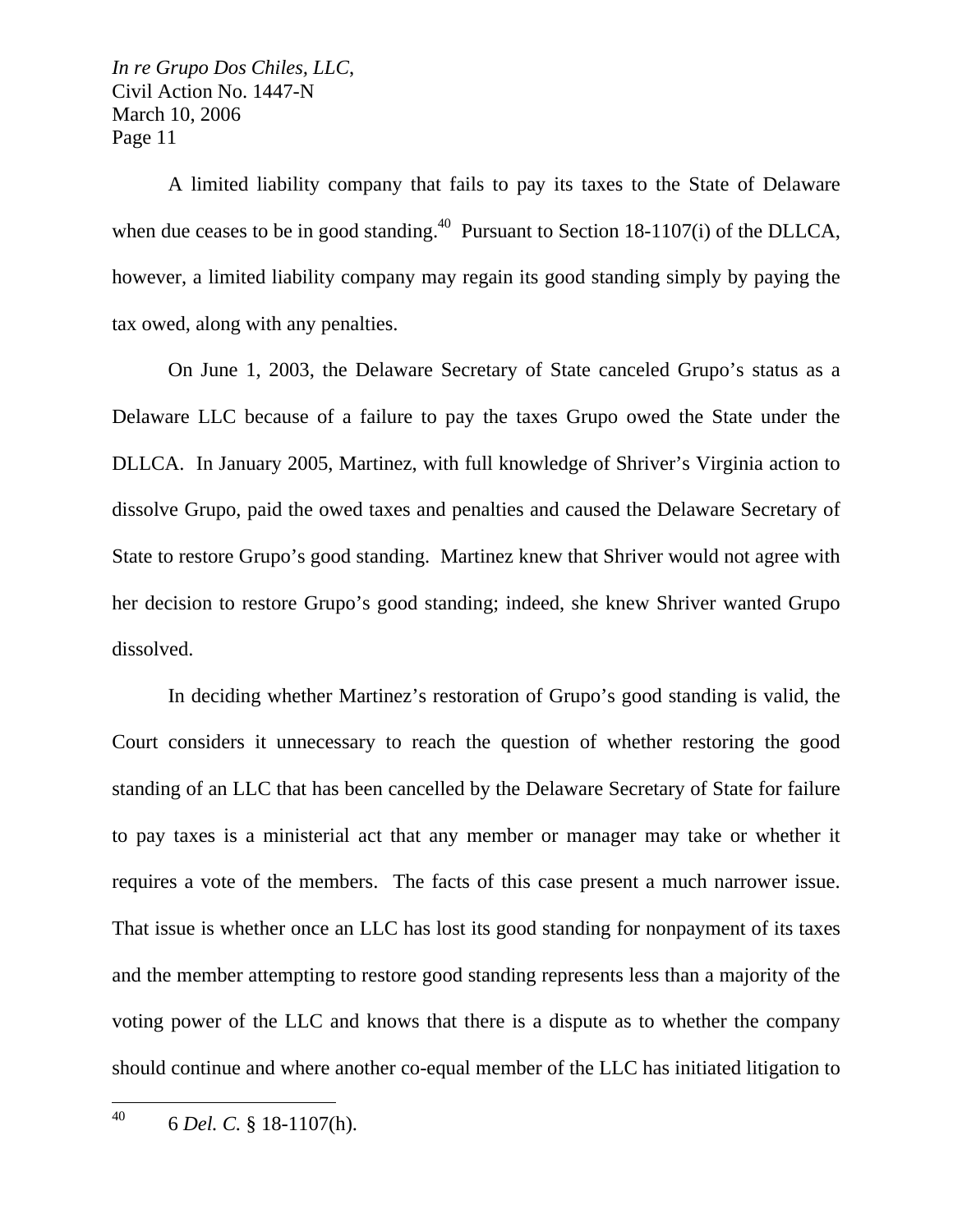A limited liability company that fails to pay its taxes to the State of Delaware when due ceases to be in good standing.[40] Pursuant to Section 18-1107(i) of the DLLCA, however, a limited liability company may regain its good standing simply by paying the tax owed, along with any penalties.

On June 1, 2003, the Delaware Secretary of State canceled Grupo's status as a Delaware LLC because of a failure to pay the taxes Grupo owed the State under the DLLCA. In January 2005, Martinez, with full knowledge of Shriver's Virginia action to dissolve Grupo, paid the owed taxes and penalties and caused the Delaware Secretary of State to restore Grupo's good standing. Martinez knew that Shriver would not agree with her decision to restore Grupo's good standing; indeed, she knew Shriver wanted Grupo dissolved.

In deciding whether Martinez's restoration of Grupo's good standing is valid, the Court considers it unnecessary to reach the question of whether restoring the good standing of an LLC that has been cancelled by the Delaware Secretary of State for failure to pay taxes is a ministerial act that any member or manager may take or whether it requires a vote of the members. The facts of this case present a much narrower issue. That issue is whether once an LLC has lost its good standing for nonpayment of its taxes and the member attempting to restore good standing represents less than a majority of the voting power of the LLC and knows that there is a dispute as to whether the company should continue and where another co-equal member of the LLC has initiated litigation to

---

[40] 6 *Del. C.* § 18-1107(h).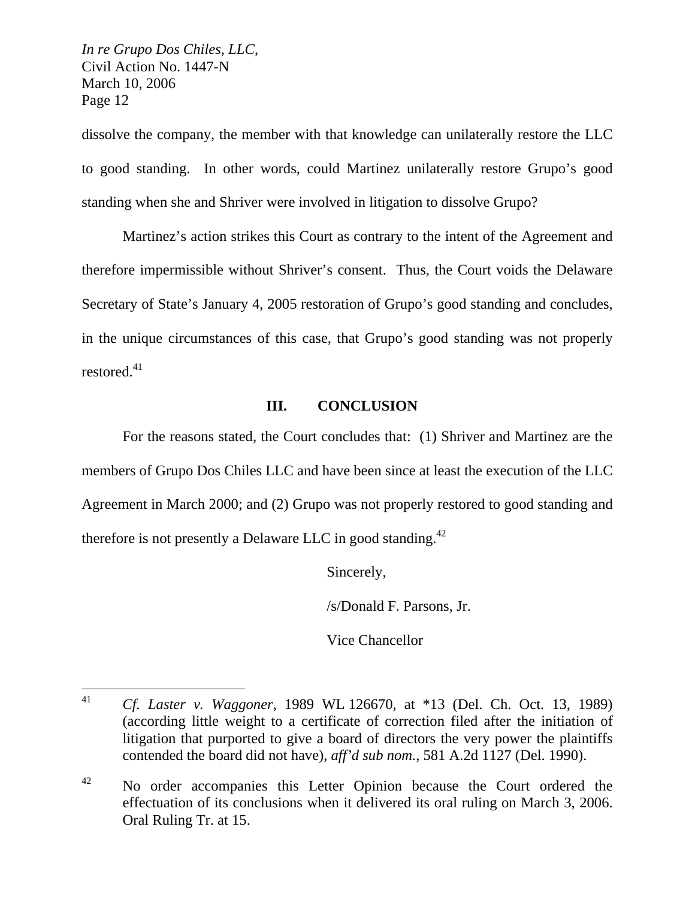dissolve the company, the member with that knowledge can unilaterally restore the LLC to good standing. In other words, could Martinez unilaterally restore Grupo's good standing when she and Shriver were involved in litigation to dissolve Grupo?

Martinez's action strikes this Court as contrary to the intent of the Agreement and therefore impermissible without Shriver's consent. Thus, the Court voids the Delaware Secretary of State's January 4, 2005 restoration of Grupo's good standing and concludes, in the unique circumstances of this case, that Grupo's good standing was not properly restored.[41]

## III. CONCLUSION

For the reasons stated, the Court concludes that: (1) Shriver and Martinez are the members of Grupo Dos Chiles LLC and have been since at least the execution of the LLC Agreement in March 2000; and (2) Grupo was not properly restored to good standing and therefore is not presently a Delaware LLC in good standing.[42]

Sincerely,

/s/Donald F. Parsons, Jr.

Vice Chancellor

---

[41] *Cf. Laster v. Waggoner*, 1989 WL 126670, at *13 (Del. Ch. Oct. 13, 1989) (according little weight to a certificate of correction filed after the initiation of litigation that purported to give a board of directors the very power the plaintiffs contended the board did not have), *aff'd sub nom.*, 581 A.2d 1127 (Del. 1990).

[42] No order accompanies this Letter Opinion because the Court ordered the effectuation of its conclusions when it delivered its oral ruling on March 3, 2006. Oral Ruling Tr. at 15.